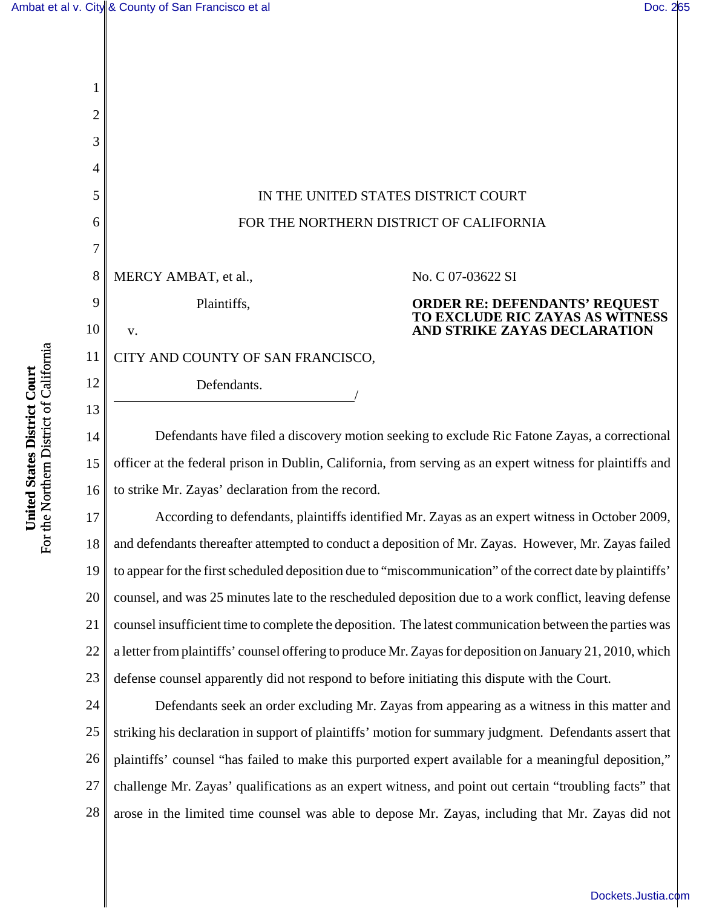IN THE UNITED STATES DISTRICT COURT

FOR THE NORTHERN DISTRICT OF CALIFORNIA

MERCY AMBAT, et al.,

Plaintiffs,

v.

CITY AND COUNTY OF SAN FRANCISCO,

Defendants.

/

No. C 07-03622 SI

**ORDER RE: DEFENDANTS' REQUEST TO EXCLUDE RIC ZAYAS AS WITNESS AND STRIKE ZAYAS DECLARATION**

Defendants have filed a discovery motion seeking to exclude Ric Fatone Zayas, a correctional officer at the federal prison in Dublin, California, from serving as an expert witness for plaintiffs and to strike Mr. Zayas' declaration from the record.

According to defendants, plaintiffs identified Mr. Zayas as an expert witness in October 2009, and defendants thereafter attempted to conduct a deposition of Mr. Zayas. However, Mr. Zayas failed to appear for the first scheduled deposition due to "miscommunication" of the correct date by plaintiffs' counsel, and was 25 minutes late to the rescheduled deposition due to a work conflict, leaving defense counsel insufficient time to complete the deposition. The latest communication between the parties was a letter from plaintiffs' counsel offering to produce Mr. Zayas for deposition on January 21, 2010, which defense counsel apparently did not respond to before initiating this dispute with the Court.

Defendants seek an order excluding Mr. Zayas from appearing as a witness in this matter and striking his declaration in support of plaintiffs' motion for summary judgment. Defendants assert that plaintiffs' counsel "has failed to make this purported expert available for a meaningful deposition," challenge Mr. Zayas' qualifications as an expert witness, and point out certain "troubling facts" that arose in the limited time counsel was able to depose Mr. Zayas, including that Mr. Zayas did not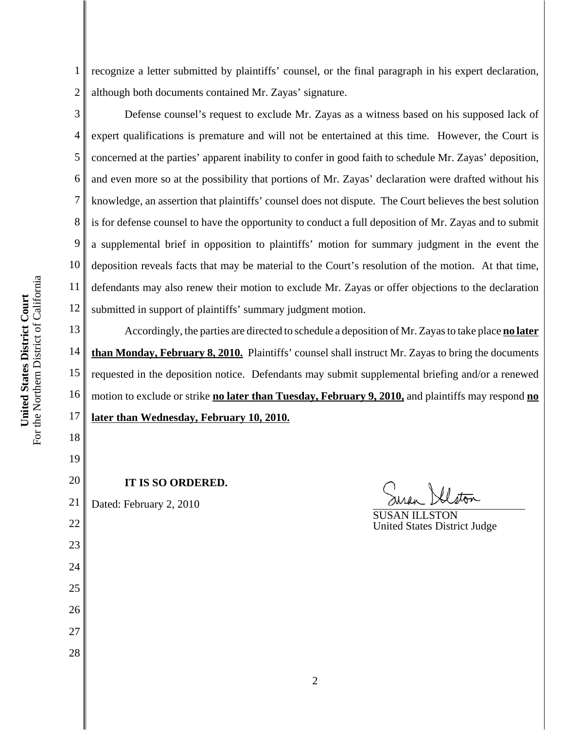recognize a letter submitted by plaintiffs' counsel, or the final paragraph in his expert declaration, although both documents contained Mr. Zayas' signature.

Defense counsel's request to exclude Mr. Zayas as a witness based on his supposed lack of expert qualifications is premature and will not be entertained at this time. However, the Court is concerned at the parties' apparent inability to confer in good faith to schedule Mr. Zayas' deposition, and even more so at the possibility that portions of Mr. Zayas' declaration were drafted without his knowledge, an assertion that plaintiffs' counsel does not dispute. The Court believes the best solution is for defense counsel to have the opportunity to conduct a full deposition of Mr. Zayas and to submit a supplemental brief in opposition to plaintiffs' motion for summary judgment in the event the deposition reveals facts that may be material to the Court's resolution of the motion. At that time, defendants may also renew their motion to exclude Mr. Zayas or offer objections to the declaration submitted in support of plaintiffs' summary judgment motion.

Accordingly, the parties are directed to schedule a deposition of Mr. Zayas to take place **no later than Monday, February 8, 2010.** Plaintiffs' counsel shall instruct Mr. Zayas to bring the documents requested in the deposition notice. Defendants may submit supplemental briefing and/or a renewed motion to exclude or strike **no later than Tuesday, February 9, 2010,** and plaintiffs may respond **no later than Wednesday, February 10, 2010.**

**IT IS SO ORDERED.**

Dated: February 2, 2010

SUSAN ILLSTON
United States District Judge